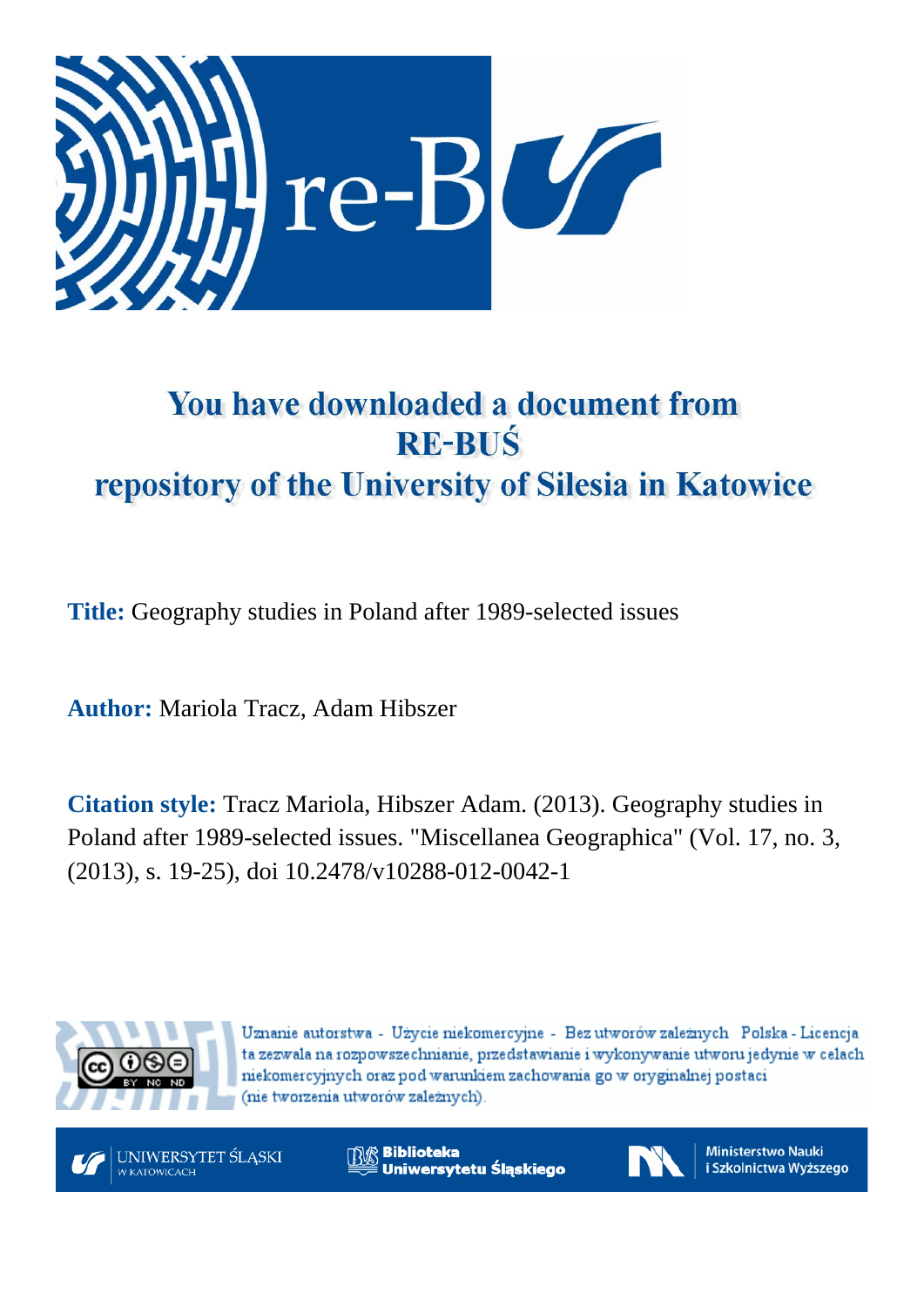# You have downloaded a document from RE-BUŚ repository of the University of Silesia in Katowice

**Title:** Geography studies in Poland after 1989-selected issues

**Author:** Mariola Tracz, Adam Hibszer

**Citation style:** Tracz Mariola, Hibszer Adam. (2013). Geography studies in Poland after 1989-selected issues. "Miscellanea Geographica" (Vol. 17, no. 3, (2013), s. 19-25), doi 10.2478/v10288-012-0042-1

Uznanie autorstwa - Użycie niekomercyjne - Bez utworów zależnych Polska - Licencja ta zezwala na rozpowszechnianie, przedstawianie i wykonywanie utworu jedynie w celach niekomercyjnych oraz pod warunkiem zachowania go w oryginalnej postaci (nie tworzenia utworów zależnych).

UNIWERSYTET ŚLĄSKI W KATOWICACH

Biblioteka Uniwersytetu Śląskiego

Ministerstwo Nauki i Szkolnictwa Wyższego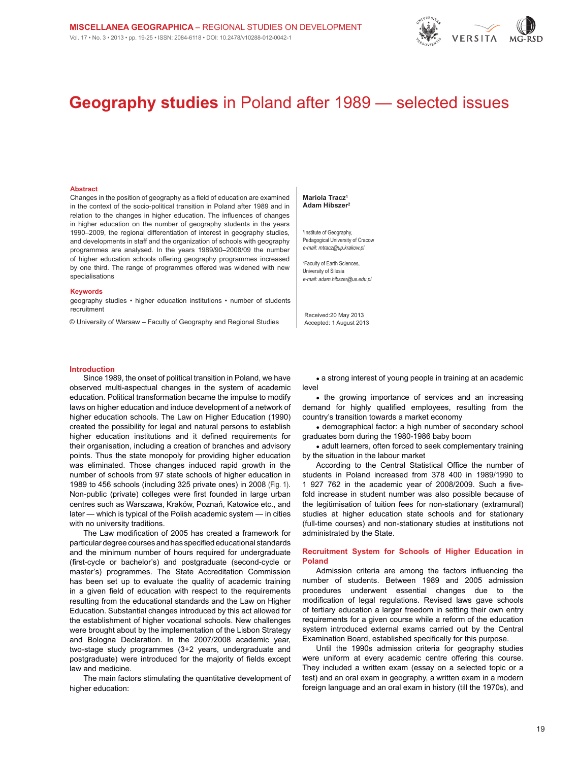# **Geography studies** in Poland after 1989 — selected issues

### Abstract

Changes in the position of geography as a field of education are examined in the context of the socio-political transition in Poland after 1989 and in relation to the changes in higher education. The influences of changes in higher education on the number of geography students in the years 1990–2009, the regional differentiation of interest in geography studies, and developments in staff and the organization of schools with geography programmes are analysed. In the years 1989/90–2008/09 the number of higher education schools offering geography programmes increased by one third. The range of programmes offered was widened with new specialisations

### Keywords

geography studies • higher education institutions • number of students recruitment

© University of Warsaw – Faculty of Geography and Regional Studies

**Mariola Tracz[1]**
**Adam Hibszer[2]**

[1]Institute of Geography, Pedagogical University of Cracow
*e-mail: mtracz@up.krakow.pl*

[2]Faculty of Earth Sciences, University of Silesia
*e-mail: adam.hibszer@us.edu.pl*

Received:20 May 2013
Accepted: 1 August 2013

## Introduction

Since 1989, the onset of political transition in Poland, we have observed multi-aspectual changes in the system of academic education. Political transformation became the impulse to modify laws on higher education and induce development of a network of higher education schools. The Law on Higher Education (1990) created the possibility for legal and natural persons to establish higher education institutions and it defined requirements for their organisation, including a creation of branches and advisory points. Thus the state monopoly for providing higher education was eliminated. Those changes induced rapid growth in the number of schools from 97 state schools of higher education in 1989 to 456 schools (including 325 private ones) in 2008 (Fig. 1). Non-public (private) colleges were first founded in large urban centres such as Warszawa, Kraków, Poznań, Katowice etc., and later — which is typical of the Polish academic system — in cities with no university traditions.

The Law modification of 2005 has created a framework for particular degree courses and has specified educational standards and the minimum number of hours required for undergraduate (first-cycle or bachelor's) and postgraduate (second-cycle or master's) programmes. The State Accreditation Commission has been set up to evaluate the quality of academic training in a given field of education with respect to the requirements resulting from the educational standards and the Law on Higher Education. Substantial changes introduced by this act allowed for the establishment of higher vocational schools. New challenges were brought about by the implementation of the Lisbon Strategy and Bologna Declaration. In the 2007/2008 academic year, two-stage study programmes (3+2 years, undergraduate and postgraduate) were introduced for the majority of fields except law and medicine.

The main factors stimulating the quantitative development of higher education:

- a strong interest of young people in training at an academic level
- the growing importance of services and an increasing demand for highly qualified employees, resulting from the country's transition towards a market economy
- demographical factor: a high number of secondary school graduates born during the 1980-1986 baby boom
- adult learners, often forced to seek complementary training by the situation in the labour market

According to the Central Statistical Office the number of students in Poland increased from 378 400 in 1989/1990 to 1 927 762 in the academic year of 2008/2009. Such a five-fold increase in student number was also possible because of the legitimisation of tuition fees for non-stationary (extramural) studies at higher education state schools and for stationary (full-time courses) and non-stationary studies at institutions not administrated by the State.

## Recruitment System for Schools of Higher Education in Poland

Admission criteria are among the factors influencing the number of students. Between 1989 and 2005 admission procedures underwent essential changes due to the modification of legal regulations. Revised laws gave schools of tertiary education a larger freedom in setting their own entry requirements for a given course while a reform of the education system introduced external exams carried out by the Central Examination Board, established specifically for this purpose.

Until the 1990s admission criteria for geography studies were uniform at every academic centre offering this course. They included a written exam (essay on a selected topic or a test) and an oral exam in geography, a written exam in a modern foreign language and an oral exam in history (till the 1970s), and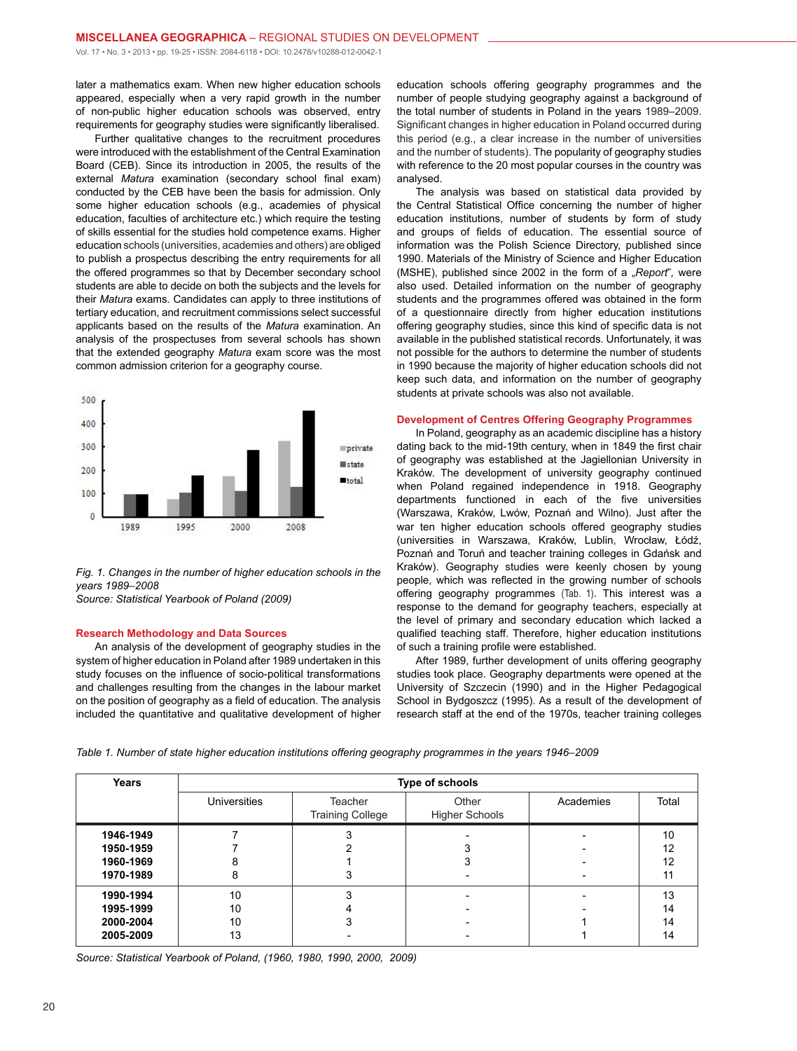later a mathematics exam. When new higher education schools appeared, especially when a very rapid growth in the number of non-public higher education schools was observed, entry requirements for geography studies were significantly liberalised.

Further qualitative changes to the recruitment procedures were introduced with the establishment of the Central Examination Board (CEB). Since its introduction in 2005, the results of the external *Matura* examination (secondary school final exam) conducted by the CEB have been the basis for admission. Only some higher education schools (e.g., academies of physical education, faculties of architecture etc.) which require the testing of skills essential for the studies hold competence exams. Higher education schools (universities, academies and others) are obliged to publish a prospectus describing the entry requirements for all the offered programmes so that by December secondary school students are able to decide on both the subjects and the levels for their *Matura* exams. Candidates can apply to three institutions of tertiary education, and recruitment commissions select successful applicants based on the results of the *Matura* examination. An analysis of the prospectuses from several schools has shown that the extended geography *Matura* exam score was the most common admission criterion for a geography course.

*Fig. 1. Changes in the number of higher education schools in the years 1989–2008*
*Source: Statistical Yearbook of Poland (2009)*

## Research Methodology and Data Sources

An analysis of the development of geography studies in the system of higher education in Poland after 1989 undertaken in this study focuses on the influence of socio-political transformations and challenges resulting from the changes in the labour market on the position of geography as a field of education. The analysis included the quantitative and qualitative development of higher education schools offering geography programmes and the number of people studying geography against a background of the total number of students in Poland in the years 1989–2009. Significant changes in higher education in Poland occurred during this period (e.g., a clear increase in the number of universities and the number of students). The popularity of geography studies with reference to the 20 most popular courses in the country was analysed.

The analysis was based on statistical data provided by the Central Statistical Office concerning the number of higher education institutions, number of students by form of study and groups of fields of education. The essential source of information was the Polish Science Directory, published since 1990. Materials of the Ministry of Science and Higher Education (MSHE), published since 2002 in the form of a „*Report*", were also used. Detailed information on the number of geography students and the programmes offered was obtained in the form of a questionnaire directly from higher education institutions offering geography studies, since this kind of specific data is not available in the published statistical records. Unfortunately, it was not possible for the authors to determine the number of students in 1990 because the majority of higher education schools did not keep such data, and information on the number of geography students at private schools was also not available.

## Development of Centres Offering Geography Programmes

In Poland, geography as an academic discipline has a history dating back to the mid-19th century, when in 1849 the first chair of geography was established at the Jagiellonian University in Kraków. The development of university geography continued when Poland regained independence in 1918. Geography departments functioned in each of the five universities (Warszawa, Kraków, Lwów, Poznań and Wilno). Just after the war ten higher education schools offered geography studies (universities in Warszawa, Kraków, Lublin, Wrocław, Łódź, Poznań and Toruń and teacher training colleges in Gdańsk and Kraków). Geography studies were keenly chosen by young people, which was reflected in the growing number of schools offering geography programmes (Tab. 1). This interest was a response to the demand for geography teachers, especially at the level of primary and secondary education which lacked a qualified teaching staff. Therefore, higher education institutions of such a training profile were established.

After 1989, further development of units offering geography studies took place. Geography departments were opened at the University of Szczecin (1990) and in the Higher Pedagogical School in Bydgoszcz (1995). As a result of the development of research staff at the end of the 1970s, teacher training colleges

*Table 1. Number of state higher education institutions offering geography programmes in the years 1946–2009*

| Years | Type of schools | | | | |
|---|---|---|---|---|---|
| | Universities | Teacher Training College | Other Higher Schools | Academies | Total |
| **1946-1949** | 7 | 3 | - | - | 10 |
| **1950-1959** | 7 | 2 | 3 | - | 12 |
| **1960-1969** | 8 | 1 | 3 | - | 12 |
| **1970-1989** | 8 | 3 | - | - | 11 |
| **1990-1994** | 10 | 3 | - | - | 13 |
| **1995-1999** | 10 | 4 | - | - | 14 |
| **2000-2004** | 10 | 3 | - | 1 | 14 |
| **2005-2009** | 13 | - | - | 1 | 14 |

*Source: Statistical Yearbook of Poland, (1960, 1980, 1990, 2000, 2009)*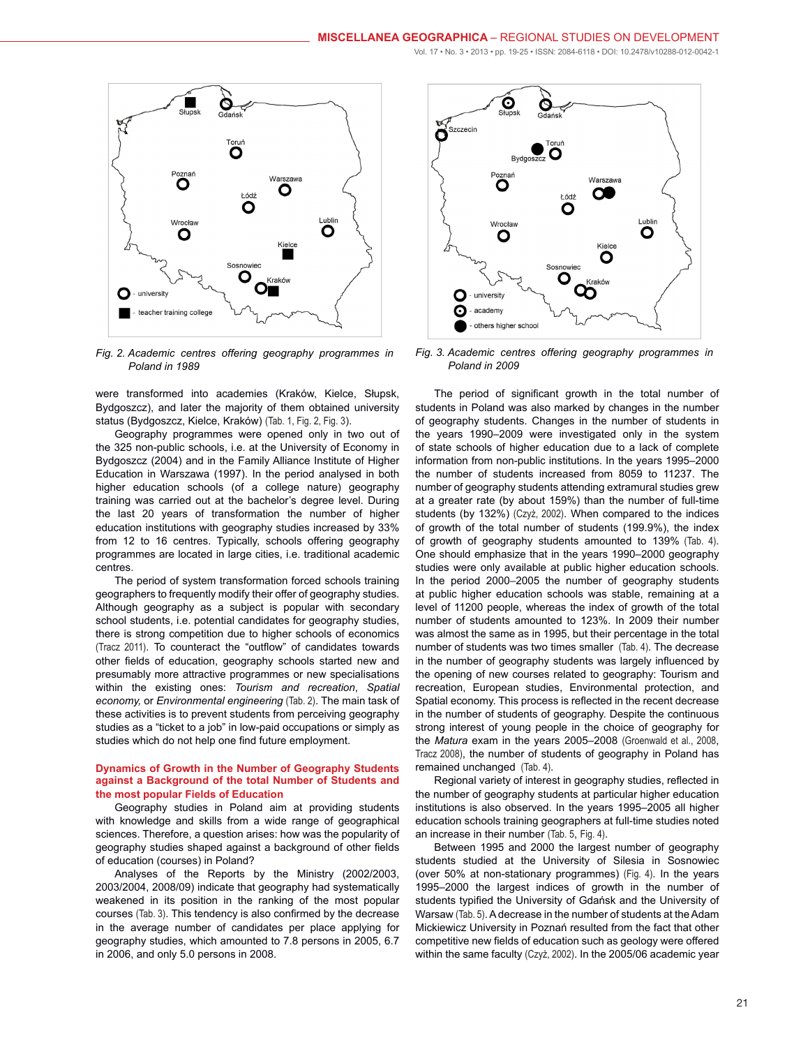Fig. 2. Academic centres offering geography programmes in Poland in 1989

Fig. 3. Academic centres offering geography programmes in Poland in 2009

were transformed into academies (Kraków, Kielce, Słupsk, Bydgoszcz), and later the majority of them obtained university status (Bydgoszcz, Kielce, Kraków) (Tab. 1, Fig. 2, Fig. 3).

Geography programmes were opened only in two out of the 325 non-public schools, i.e. at the University of Economy in Bydgoszcz (2004) and in the Family Alliance Institute of Higher Education in Warszawa (1997). In the period analysed in both higher education schools (of a college nature) geography training was carried out at the bachelor's degree level. During the last 20 years of transformation the number of higher education institutions with geography studies increased by 33% from 12 to 16 centres. Typically, schools offering geography programmes are located in large cities, i.e. traditional academic centres.

The period of system transformation forced schools training geographers to frequently modify their offer of geography studies. Although geography as a subject is popular with secondary school students, i.e. potential candidates for geography studies, there is strong competition due to higher schools of economics (Tracz 2011). To counteract the "outflow" of candidates towards other fields of education, geography schools started new and presumably more attractive programmes or new specialisations within the existing ones: *Tourism and recreation*, *Spatial economy*, or *Environmental engineering* (Tab. 2). The main task of these activities is to prevent students from perceiving geography studies as a "ticket to a job" in low-paid occupations or simply as studies which do not help one find future employment.

## Dynamics of Growth in the Number of Geography Students against a Background of the total Number of Students and the most popular Fields of Education

Geography studies in Poland aim at providing students with knowledge and skills from a wide range of geographical sciences. Therefore, a question arises: how was the popularity of geography studies shaped against a background of other fields of education (courses) in Poland?

Analyses of the Reports by the Ministry (2002/2003, 2003/2004, 2008/09) indicate that geography had systematically weakened in its position in the ranking of the most popular courses (Tab. 3). This tendency is also confirmed by the decrease in the average number of candidates per place applying for geography studies, which amounted to 7.8 persons in 2005, 6.7 in 2006, and only 5.0 persons in 2008.

The period of significant growth in the total number of students in Poland was also marked by changes in the number of geography students. Changes in the number of students in the years 1990–2009 were investigated only in the system of state schools of higher education due to a lack of complete information from non-public institutions. In the years 1995–2000 the number of students increased from 8059 to 11237. The number of geography students attending extramural studies grew at a greater rate (by about 159%) than the number of full-time students (by 132%) (Czyż, 2002). When compared to the indices of growth of the total number of students (199.9%), the index of growth of geography students amounted to 139% (Tab. 4). One should emphasize that in the years 1990–2000 geography studies were only available at public higher education schools. In the period 2000–2005 the number of geography students at public higher education schools was stable, remaining at a level of 11200 people, whereas the index of growth of the total number of students amounted to 123%. In 2009 their number was almost the same as in 1995, but their percentage in the total number of students was two times smaller (Tab. 4). The decrease in the number of geography students was largely influenced by the opening of new courses related to geography: Tourism and recreation, European studies, Environmental protection, and Spatial economy. This process is reflected in the recent decrease in the number of students of geography. Despite the continuous strong interest of young people in the choice of geography for the *Matura* exam in the years 2005–2008 (Groenwald et al., 2008, Tracz 2008), the number of students of geography in Poland has remained unchanged (Tab. 4).

Regional variety of interest in geography studies, reflected in the number of geography students at particular higher education institutions is also observed. In the years 1995–2005 all higher education schools training geographers at full-time studies noted an increase in their number (Tab. 5, Fig. 4).

Between 1995 and 2000 the largest number of geography students studied at the University of Silesia in Sosnowiec (over 50% at non-stationary programmes) (Fig. 4). In the years 1995–2000 the largest indices of growth in the number of students typified the University of Gdańsk and the University of Warsaw (Tab. 5). A decrease in the number of students at the Adam Mickiewicz University in Poznań resulted from the fact that other competitive new fields of education such as geology were offered within the same faculty (Czyż, 2002). In the 2005/06 academic year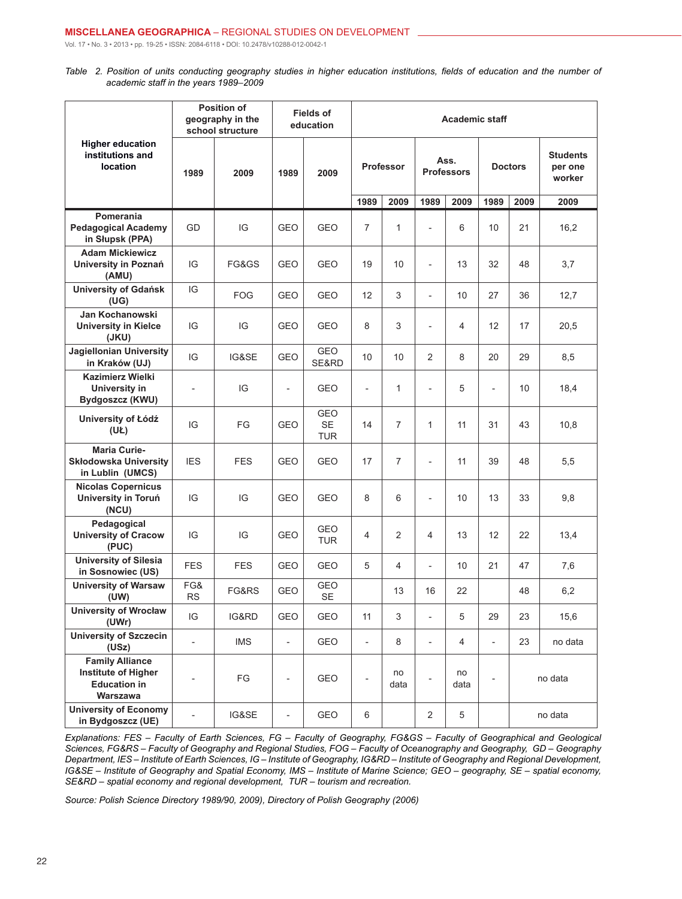*Table 2. Position of units conducting geography studies in higher education institutions, fields of education and the number of academic staff in the years 1989–2009*

| Higher education institutions and location | Position of geography in the school structure | | Fields of education | | Academic staff | | | | | | |
|---|---|---|---|---|---|---|---|---|---|---|---|
| | | | | | Professor | | Ass. Professors | | Doctors | | Students per one worker |
| | 1989 | 2009 | 1989 | 2009 | 1989 | 2009 | 1989 | 2009 | 1989 | 2009 | 2009 |
| Pomerania Pedagogical Academy in Słupsk (PPA) | GD | IG | GEO | GEO | 7 | 1 | - | 6 | 10 | 21 | 16,2 |
| Adam Mickiewicz University in Poznań (AMU) | IG | FG&GS | GEO | GEO | 19 | 10 | - | 13 | 32 | 48 | 3,7 |
| University of Gdańsk (UG) | IG | FOG | GEO | GEO | 12 | 3 | - | 10 | 27 | 36 | 12,7 |
| Jan Kochanowski University in Kielce (JKU) | IG | IG | GEO | GEO | 8 | 3 | - | 4 | 12 | 17 | 20,5 |
| Jagiellonian University in Kraków (UJ) | IG | IG&SE | GEO | GEO SE&RD | 10 | 10 | 2 | 8 | 20 | 29 | 8,5 |
| Kazimierz Wielki University in Bydgoszcz (KWU) | - | IG | - | GEO | - | 1 | - | 5 | - | 10 | 18,4 |
| University of Łódź (UŁ) | IG | FG | GEO | GEO SE TUR | 14 | 7 | 1 | 11 | 31 | 43 | 10,8 |
| Maria Curie-Skłodowska University in Lublin (UMCS) | IES | FES | GEO | GEO | 17 | 7 | - | 11 | 39 | 48 | 5,5 |
| Nicolas Copernicus University in Toruń (NCU) | IG | IG | GEO | GEO | 8 | 6 | - | 10 | 13 | 33 | 9,8 |
| Pedagogical University of Cracow (PUC) | IG | IG | GEO | GEO TUR | 4 | 2 | 4 | 13 | 12 | 22 | 13,4 |
| University of Silesia in Sosnowiec (US) | FES | FES | GEO | GEO | 5 | 4 | - | 10 | 21 | 47 | 7,6 |
| University of Warsaw (UW) | FG&RS | FG&RS | GEO | GEO SE | | 13 | 16 | 22 | | 48 | 6,2 |
| University of Wrocław (UWr) | IG | IG&RD | GEO | GEO | 11 | 3 | - | 5 | 29 | 23 | 15,6 |
| University of Szczecin (USz) | - | IMS | - | GEO | - | 8 | - | 4 | - | 23 | no data |
| Family Alliance Institute of Higher Education in Warszawa | - | FG | - | GEO | - | no data | - | no data | - | no data | |
| University of Economy in Bydgoszcz (UE) | - | IG&SE | - | GEO | 6 | | 2 | 5 | | no data | |

*Explanations: FES – Faculty of Earth Sciences, FG – Faculty of Geography, FG&GS – Faculty of Geographical and Geological Sciences, FG&RS – Faculty of Geography and Regional Studies, FOG – Faculty of Oceanography and Geography, GD – Geography Department, IES – Institute of Earth Sciences, IG – Institute of Geography, IG&RD – Institute of Geography and Regional Development, IG&SE – Institute of Geography and Spatial Economy, IMS – Institute of Marine Science; GEO – geography, SE – spatial economy, SE&RD – spatial economy and regional development, TUR – tourism and recreation.*

*Source: Polish Science Directory 1989/90, 2009), Directory of Polish Geography (2006)*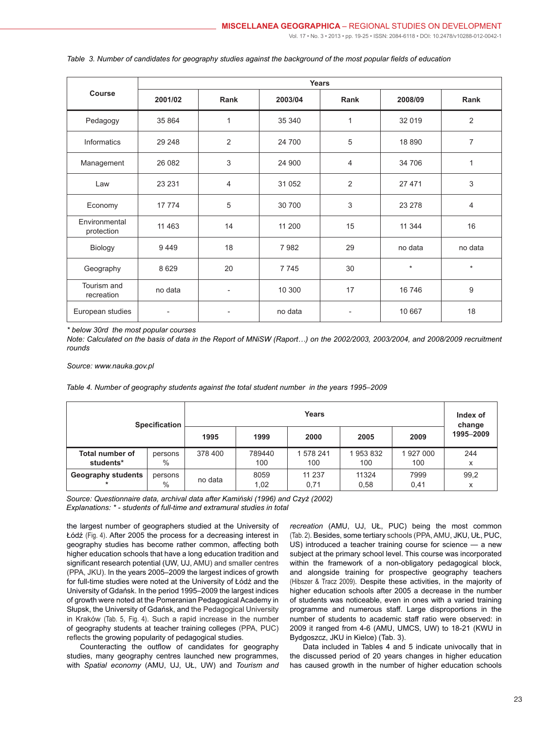*Table 3. Number of candidates for geography studies against the background of the most popular fields of education*

| Course | Years | | | | | |
|---|---|---|---|---|---|---|
| | 2001/02 | Rank | 2003/04 | Rank | 2008/09 | Rank |
| Pedagogy | 35 864 | 1 | 35 340 | 1 | 32 019 | 2 |
| Informatics | 29 248 | 2 | 24 700 | 5 | 18 890 | 7 |
| Management | 26 082 | 3 | 24 900 | 4 | 34 706 | 1 |
| Law | 23 231 | 4 | 31 052 | 2 | 27 471 | 3 |
| Economy | 17 774 | 5 | 30 700 | 3 | 23 278 | 4 |
| Environmental protection | 11 463 | 14 | 11 200 | 15 | 11 344 | 16 |
| Biology | 9 449 | 18 | 7 982 | 29 | no data | no data |
| Geography | 8 629 | 20 | 7 745 | 30 | * | * |
| Tourism and recreation | no data | - | 10 300 | 17 | 16 746 | 9 |
| European studies | - | - | no data | - | 10 667 | 18 |

*\* below 30rd the most popular courses*
*Note: Calculated on the basis of data in the Report of MNiSW (Raport…) on the 2002/2003, 2003/2004, and 2008/2009 recruitment rounds*

*Source: www.nauka.gov.pl*

*Table 4. Number of geography students against the total student number in the years 1995–2009*

| Specification | | Years | | | | | Index of change 1995–2009 |
|---|---|---|---|---|---|---|---|
| | | 1995 | 1999 | 2000 | 2005 | 2009 | |
| **Total number of students*** | persons<br>% | 378 400 | 789440<br>100 | 1 578 241<br>100 | 1 953 832<br>100 | 1 927 000<br>100 | 244<br>x |
| **Geography students*** | persons<br>% | no data | 8059<br>1,02 | 11 237<br>0,71 | 11324<br>0,58 | 7999<br>0,41 | 99,2<br>x |

*Source: Questionnaire data, archival data after Kamiński (1996) and Czyż (2002)*
*Explanations: * - students of full-time and extramural studies in total*

the largest number of geographers studied at the University of Łódź (Fig. 4). After 2005 the process for a decreasing interest in geography studies has become rather common, affecting both higher education schools that have a long education tradition and significant research potential (UW, UJ, AMU) and smaller centres (PPA, JKU). In the years 2005–2009 the largest indices of growth for full-time studies were noted at the University of Łódź and the University of Gdańsk. In the period 1995–2009 the largest indices of growth were noted at the Pomeranian Pedagogical Academy in Słupsk, the University of Gdańsk, and the Pedagogical University in Kraków (Tab. 5, Fig. 4). Such a rapid increase in the number of geography students at teacher training colleges (PPA, PUC) reflects the growing popularity of pedagogical studies.

Counteracting the outflow of candidates for geography studies, many geography centres launched new programmes, with *Spatial economy* (AMU, UJ, UŁ, UW) and *Tourism and recreation* (AMU, UJ, UŁ, PUC) being the most common (Tab. 2). Besides, some tertiary schools (PPA, AMU, JKU, UŁ, PUC, US) introduced a teacher training course for science — a new subject at the primary school level. This course was incorporated within the framework of a non-obligatory pedagogical block, and alongside training for prospective geography teachers (Hibszer & Tracz 2009). Despite these activities, in the majority of higher education schools after 2005 a decrease in the number of students was noticeable, even in ones with a varied training programme and numerous staff. Large disproportions in the number of students to academic staff ratio were observed: in 2009 it ranged from 4-6 (AMU, UMCS, UW) to 18-21 (KWU in Bydgoszcz, JKU in Kielce) (Tab. 3).

Data included in Tables 4 and 5 indicate univocally that in the discussed period of 20 years changes in higher education has caused growth in the number of higher education schools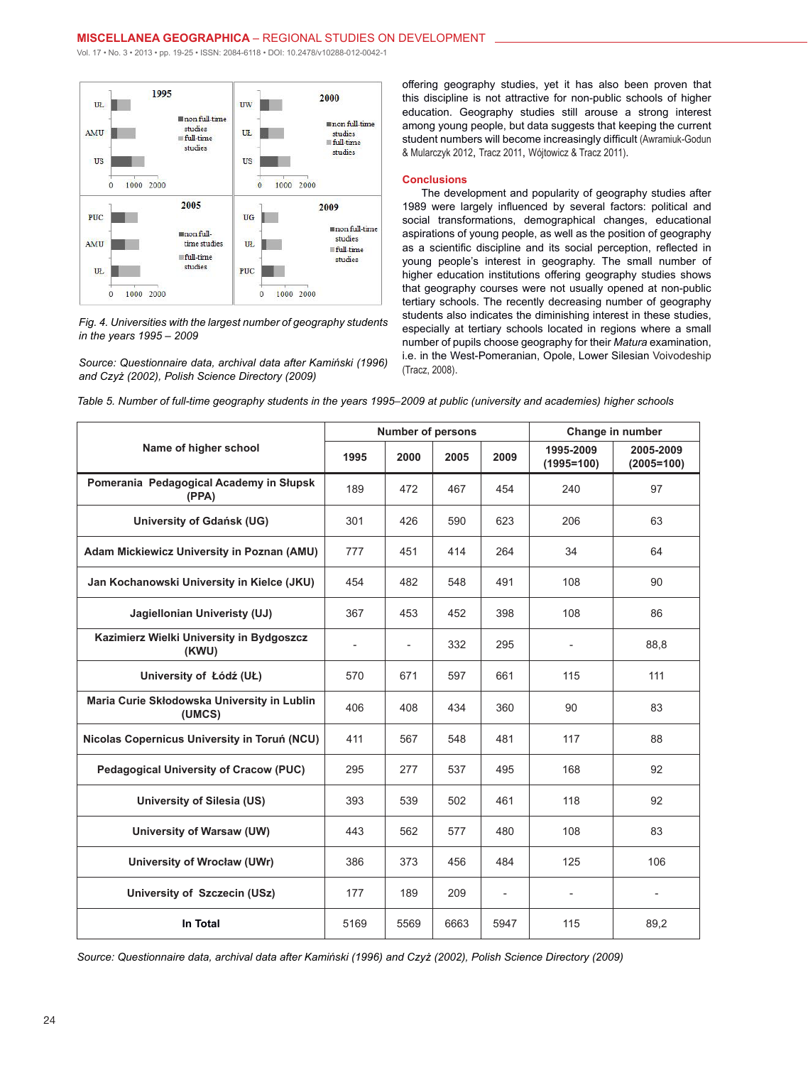offering geography studies, yet it has also been proven that this discipline is not attractive for non-public schools of higher education. Geography studies still arouse a strong interest among young people, but data suggests that keeping the current student numbers will become increasingly difficult (Awramiuk-Godun & Mularczyk 2012, Tracz 2011, Wójtowicz & Tracz 2011).

## Conclusions

The development and popularity of geography studies after 1989 were largely influenced by several factors: political and social transformations, demographical changes, educational aspirations of young people, as well as the position of geography as a scientific discipline and its social perception, reflected in young people's interest in geography. The small number of higher education institutions offering geography studies shows that geography courses were not usually opened at non-public tertiary schools. The recently decreasing number of geography students also indicates the diminishing interest in these studies, especially at tertiary schools located in regions where a small number of pupils choose geography for their *Matura* examination, i.e. in the West-Pomeranian, Opole, Lower Silesian Voivodeship (Tracz, 2008).

*Fig. 4. Universities with the largest number of geography students in the years 1995 – 2009*

*Source: Questionnaire data, archival data after Kamiński (1996) and Czyż (2002), Polish Science Directory (2009)*

*Table 5. Number of full-time geography students in the years 1995–2009 at public (university and academies) higher schools*

| Name of higher school | Number of persons | | | | Change in number | |
|---|---|---|---|---|---|---|
| | 1995 | 2000 | 2005 | 2009 | 1995-2009 (1995=100) | 2005-2009 (2005=100) |
| Pomerania Pedagogical Academy in Słupsk (PPA) | 189 | 472 | 467 | 454 | 240 | 97 |
| University of Gdańsk (UG) | 301 | 426 | 590 | 623 | 206 | 63 |
| Adam Mickiewicz University in Poznan (AMU) | 777 | 451 | 414 | 264 | 34 | 64 |
| Jan Kochanowski University in Kielce (JKU) | 454 | 482 | 548 | 491 | 108 | 90 |
| Jagiellonian Univeristy (UJ) | 367 | 453 | 452 | 398 | 108 | 86 |
| Kazimierz Wielki University in Bydgoszcz (KWU) | - | - | 332 | 295 | - | 88,8 |
| University of Łódź (UŁ) | 570 | 671 | 597 | 661 | 115 | 111 |
| Maria Curie Skłodowska University in Lublin (UMCS) | 406 | 408 | 434 | 360 | 90 | 83 |
| Nicolas Copernicus University in Toruń (NCU) | 411 | 567 | 548 | 481 | 117 | 88 |
| Pedagogical University of Cracow (PUC) | 295 | 277 | 537 | 495 | 168 | 92 |
| University of Silesia (US) | 393 | 539 | 502 | 461 | 118 | 92 |
| University of Warsaw (UW) | 443 | 562 | 577 | 480 | 108 | 83 |
| University of Wrocław (UWr) | 386 | 373 | 456 | 484 | 125 | 106 |
| University of Szczecin (USz) | 177 | 189 | 209 | - | - | - |
| In Total | 5169 | 5569 | 6663 | 5947 | 115 | 89,2 |

*Source: Questionnaire data, archival data after Kamiński (1996) and Czyż (2002), Polish Science Directory (2009)*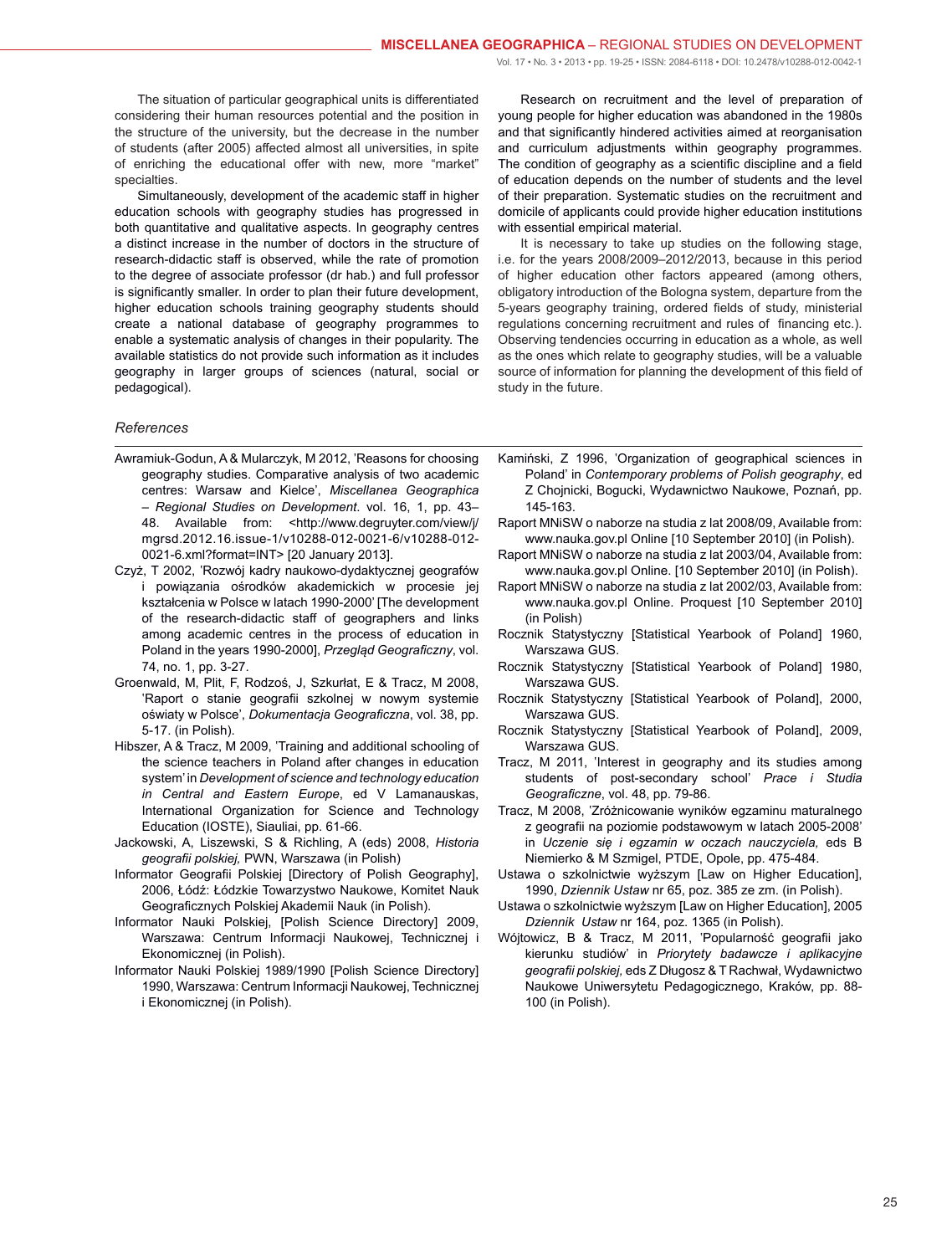The situation of particular geographical units is differentiated considering their human resources potential and the position in the structure of the university, but the decrease in the number of students (after 2005) affected almost all universities, in spite of enriching the educational offer with new, more "market" specialties.

Simultaneously, development of the academic staff in higher education schools with geography studies has progressed in both quantitative and qualitative aspects. In geography centres a distinct increase in the number of doctors in the structure of research-didactic staff is observed, while the rate of promotion to the degree of associate professor (dr hab.) and full professor is significantly smaller. In order to plan their future development, higher education schools training geography students should create a national database of geography programmes to enable a systematic analysis of changes in their popularity. The available statistics do not provide such information as it includes geography in larger groups of sciences (natural, social or pedagogical).

Research on recruitment and the level of preparation of young people for higher education was abandoned in the 1980s and that significantly hindered activities aimed at reorganisation and curriculum adjustments within geography programmes. The condition of geography as a scientific discipline and a field of education depends on the number of students and the level of their preparation. Systematic studies on the recruitment and domicile of applicants could provide higher education institutions with essential empirical material.

It is necessary to take up studies on the following stage, i.e. for the years 2008/2009–2012/2013, because in this period of higher education other factors appeared (among others, obligatory introduction of the Bologna system, departure from the 5-years geography training, ordered fields of study, ministerial regulations concerning recruitment and rules of financing etc.). Observing tendencies occurring in education as a whole, as well as the ones which relate to geography studies, will be a valuable source of information for planning the development of this field of study in the future.

## *References*

Awramiuk-Godun, A & Mularczyk, M 2012, 'Reasons for choosing geography studies. Comparative analysis of two academic centres: Warsaw and Kielce', *Miscellanea Geographica – Regional Studies on Development*. vol. 16, 1, pp. 43–48. Available from: <http://www.degruyter.com/view/j/mgrsd.2012.16.issue-1/v10288-012-0021-6/v10288-012-0021-6.xml?format=INT> [20 January 2013].

Czyż, T 2002, 'Rozwój kadry naukowo-dydaktycznej geografów i powiązania ośrodków akademickich w procesie jej kształcenia w Polsce w latach 1990-2000' [The development of the research-didactic staff of geographers and links among academic centres in the process of education in Poland in the years 1990-2000], *Przegląd Geograficzny*, vol. 74, no. 1, pp. 3-27.

Groenwald, M, Plit, F, Rodzoś, J, Szkurłat, E & Tracz, M 2008, 'Raport o stanie geografii szkolnej w nowym systemie oświaty w Polsce', *Dokumentacja Geograficzna*, vol. 38, pp. 5-17. (in Polish).

Hibszer, A & Tracz, M 2009, 'Training and additional schooling of the science teachers in Poland after changes in education system' in *Development of science and technology education in Central and Eastern Europe*, ed V Lamanauskas, International Organization for Science and Technology Education (IOSTE), Siauliai, pp. 61-66.

Jackowski, A, Liszewski, S & Richling, A (eds) 2008, *Historia geografii polskiej,* PWN, Warszawa (in Polish)

Informator Geografii Polskiej [Directory of Polish Geography], 2006, Łódź: Łódzkie Towarzystwo Naukowe, Komitet Nauk Geograficznych Polskiej Akademii Nauk (in Polish).

Informator Nauki Polskiej, [Polish Science Directory] 2009, Warszawa: Centrum Informacji Naukowej, Technicznej i Ekonomicznej (in Polish).

Informator Nauki Polskiej 1989/1990 [Polish Science Directory] 1990, Warszawa: Centrum Informacji Naukowej, Technicznej i Ekonomicznej (in Polish).

Kamiński, Z 1996, 'Organization of geographical sciences in Poland' in *Contemporary problems of Polish geography*, ed Z Chojnicki, Bogucki, Wydawnictwo Naukowe, Poznań, pp. 145-163.

Raport MNiSW o naborze na studia z lat 2008/09, Available from: www.nauka.gov.pl Online [10 September 2010] (in Polish).

Raport MNiSW o naborze na studia z lat 2003/04, Available from: www.nauka.gov.pl Online. [10 September 2010] (in Polish).

Raport MNiSW o naborze na studia z lat 2002/03, Available from: www.nauka.gov.pl Online. Proquest [10 September 2010] (in Polish)

Rocznik Statystyczny [Statistical Yearbook of Poland] 1960, Warszawa GUS.

Rocznik Statystyczny [Statistical Yearbook of Poland] 1980, Warszawa GUS.

Rocznik Statystyczny [Statistical Yearbook of Poland], 2000, Warszawa GUS.

Rocznik Statystyczny [Statistical Yearbook of Poland], 2009, Warszawa GUS.

Tracz, M 2011, 'Interest in geography and its studies among students of post-secondary school' *Prace i Studia Geograficzne*, vol. 48, pp. 79-86.

Tracz, M 2008, 'Zróżnicowanie wyników egzaminu maturalnego z geografii na poziomie podstawowym w latach 2005-2008' in *Uczenie się i egzamin w oczach nauczyciela,* eds B Niemierko & M Szmigel, PTDE, Opole, pp. 475-484.

Ustawa o szkolnictwie wyższym [Law on Higher Education], 1990, *Dziennik Ustaw* nr 65, poz. 385 ze zm. (in Polish).

Ustawa o szkolnictwie wyższym [Law on Higher Education], 2005 *Dziennik Ustaw* nr 164, poz. 1365 (in Polish).

Wójtowicz, B & Tracz, M 2011, 'Popularność geografii jako kierunku studiów' in *Priorytety badawcze i aplikacyjne geografii polskiej,* eds Z Długosz & T Rachwał, Wydawnictwo Naukowe Uniwersytetu Pedagogicznego, Kraków, pp. 88-100 (in Polish).